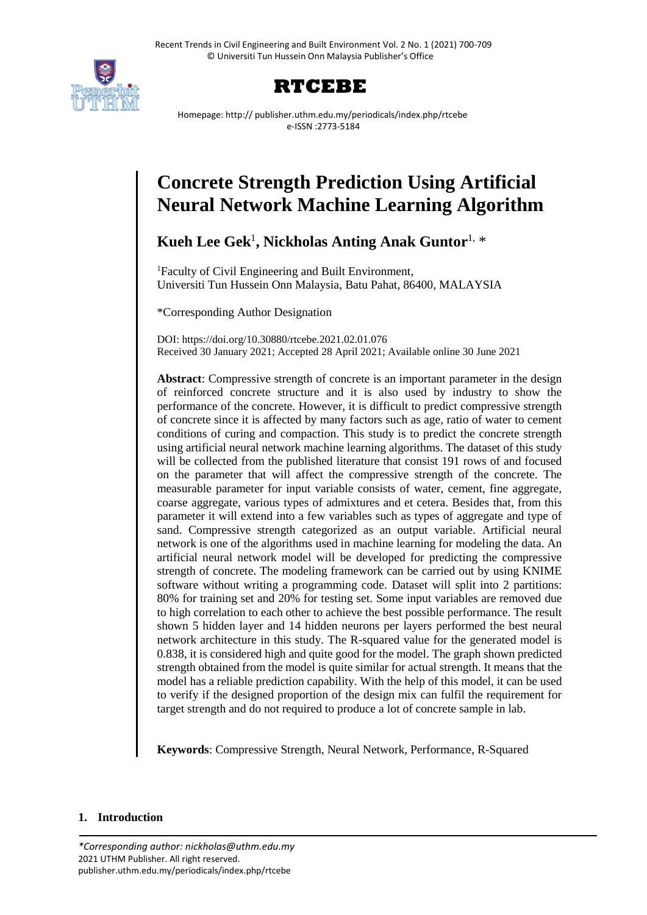# Concrete Strength Prediction Using Artificial Neural Network Machine Learning Algorithm

**Kueh Lee Gek**[1]**, Nickholas Anting Anak Guntor**[1,*]

[1]Faculty of Civil Engineering and Built Environment, Universiti Tun Hussein Onn Malaysia, Batu Pahat, 86400, MALAYSIA

*Corresponding Author Designation

DOI: https://doi.org/10.30880/rtcebe.2021.02.01.076
Received 30 January 2021; Accepted 28 April 2021; Available online 30 June 2021

**Abstract**: Compressive strength of concrete is an important parameter in the design of reinforced concrete structure and it is also used by industry to show the performance of the concrete. However, it is difficult to predict compressive strength of concrete since it is affected by many factors such as age, ratio of water to cement conditions of curing and compaction. This study is to predict the concrete strength using artificial neural network machine learning algorithms. The dataset of this study will be collected from the published literature that consist 191 rows of and focused on the parameter that will affect the compressive strength of the concrete. The measurable parameter for input variable consists of water, cement, fine aggregate, coarse aggregate, various types of admixtures and et cetera. Besides that, from this parameter it will extend into a few variables such as types of aggregate and type of sand. Compressive strength categorized as an output variable. Artificial neural network is one of the algorithms used in machine learning for modeling the data. An artificial neural network model will be developed for predicting the compressive strength of concrete. The modeling framework can be carried out by using KNIME software without writing a programming code. Dataset will split into 2 partitions: 80% for training set and 20% for testing set. Some input variables are removed due to high correlation to each other to achieve the best possible performance. The result shown 5 hidden layer and 14 hidden neurons per layers performed the best neural network architecture in this study. The R-squared value for the generated model is 0.838, it is considered high and quite good for the model. The graph shown predicted strength obtained from the model is quite similar for actual strength. It means that the model has a reliable prediction capability. With the help of this model, it can be used to verify if the designed proportion of the design mix can fulfil the requirement for target strength and do not required to produce a lot of concrete sample in lab.

**Keywords**: Compressive Strength, Neural Network, Performance, R-Squared

## 1. Introduction

*\*Corresponding author: nickholas@uthm.edu.my*
2021 UTHM Publisher. All right reserved.
publisher.uthm.edu.my/periodicals/index.php/rtcebe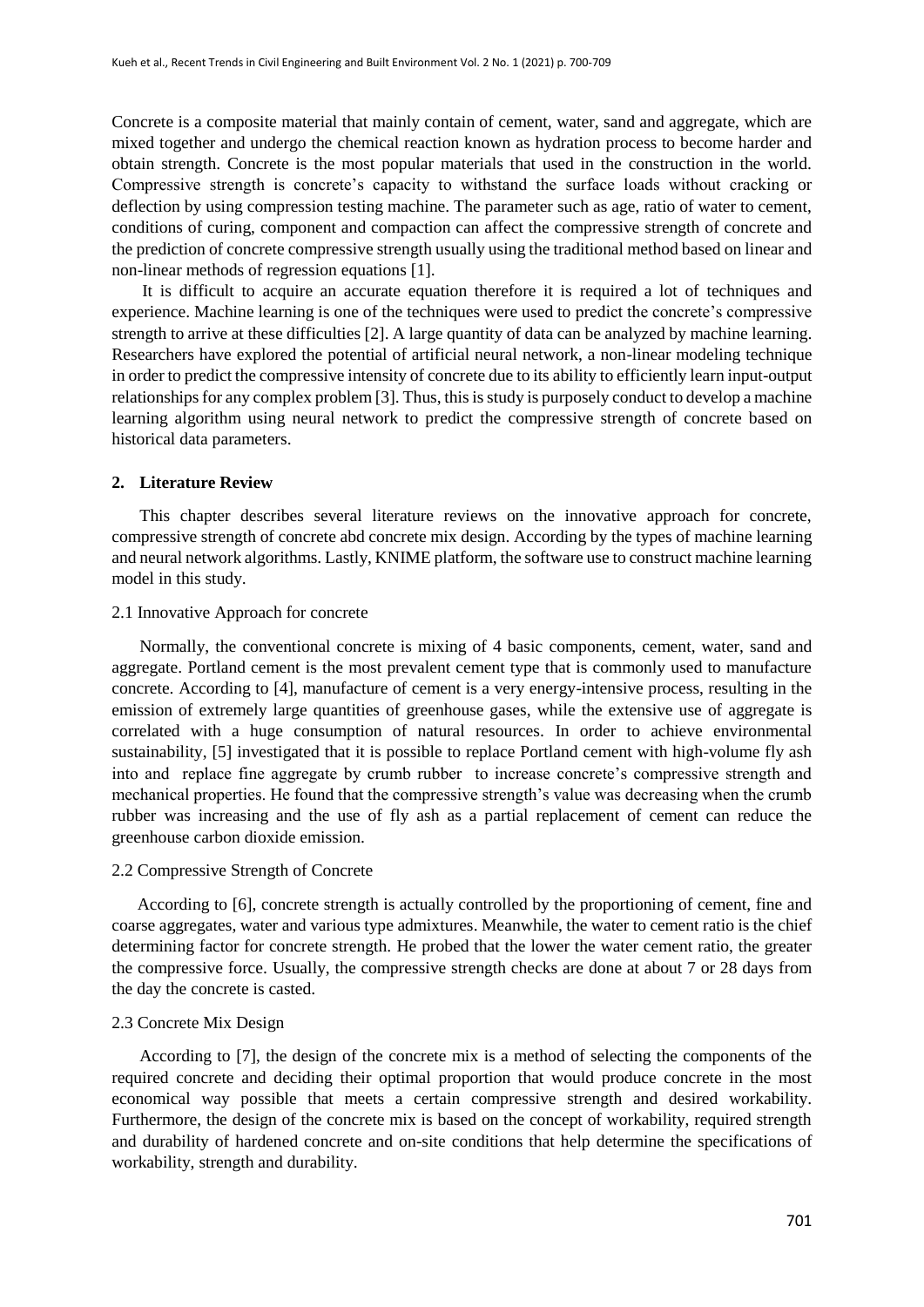Concrete is a composite material that mainly contain of cement, water, sand and aggregate, which are mixed together and undergo the chemical reaction known as hydration process to become harder and obtain strength. Concrete is the most popular materials that used in the construction in the world. Compressive strength is concrete's capacity to withstand the surface loads without cracking or deflection by using compression testing machine. The parameter such as age, ratio of water to cement, conditions of curing, component and compaction can affect the compressive strength of concrete and the prediction of concrete compressive strength usually using the traditional method based on linear and non-linear methods of regression equations [1].

It is difficult to acquire an accurate equation therefore it is required a lot of techniques and experience. Machine learning is one of the techniques were used to predict the concrete's compressive strength to arrive at these difficulties [2]. A large quantity of data can be analyzed by machine learning. Researchers have explored the potential of artificial neural network, a non-linear modeling technique in order to predict the compressive intensity of concrete due to its ability to efficiently learn input-output relationships for any complex problem [3]. Thus, this is study is purposely conduct to develop a machine learning algorithm using neural network to predict the compressive strength of concrete based on historical data parameters.

## 2. Literature Review

This chapter describes several literature reviews on the innovative approach for concrete, compressive strength of concrete abd concrete mix design. According by the types of machine learning and neural network algorithms. Lastly, KNIME platform, the software use to construct machine learning model in this study.

### 2.1 Innovative Approach for concrete

Normally, the conventional concrete is mixing of 4 basic components, cement, water, sand and aggregate. Portland cement is the most prevalent cement type that is commonly used to manufacture concrete. According to [4], manufacture of cement is a very energy-intensive process, resulting in the emission of extremely large quantities of greenhouse gases, while the extensive use of aggregate is correlated with a huge consumption of natural resources. In order to achieve environmental sustainability, [5] investigated that it is possible to replace Portland cement with high-volume fly ash into and replace fine aggregate by crumb rubber to increase concrete's compressive strength and mechanical properties. He found that the compressive strength's value was decreasing when the crumb rubber was increasing and the use of fly ash as a partial replacement of cement can reduce the greenhouse carbon dioxide emission.

### 2.2 Compressive Strength of Concrete

According to [6], concrete strength is actually controlled by the proportioning of cement, fine and coarse aggregates, water and various type admixtures. Meanwhile, the water to cement ratio is the chief determining factor for concrete strength. He probed that the lower the water cement ratio, the greater the compressive force. Usually, the compressive strength checks are done at about 7 or 28 days from the day the concrete is casted.

### 2.3 Concrete Mix Design

According to [7], the design of the concrete mix is a method of selecting the components of the required concrete and deciding their optimal proportion that would produce concrete in the most economical way possible that meets a certain compressive strength and desired workability. Furthermore, the design of the concrete mix is based on the concept of workability, required strength and durability of hardened concrete and on-site conditions that help determine the specifications of workability, strength and durability.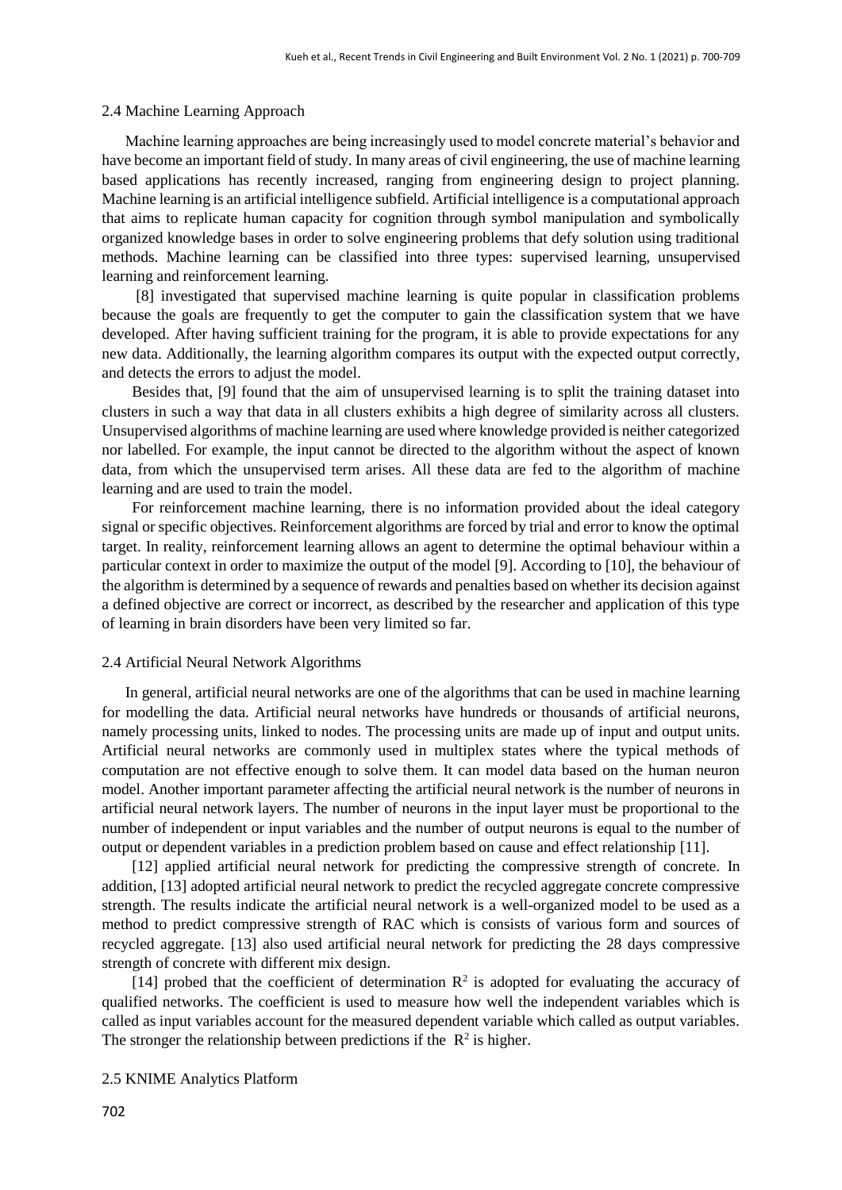### 2.4 Machine Learning Approach

Machine learning approaches are being increasingly used to model concrete material's behavior and have become an important field of study. In many areas of civil engineering, the use of machine learning based applications has recently increased, ranging from engineering design to project planning. Machine learning is an artificial intelligence subfield. Artificial intelligence is a computational approach that aims to replicate human capacity for cognition through symbol manipulation and symbolically organized knowledge bases in order to solve engineering problems that defy solution using traditional methods. Machine learning can be classified into three types: supervised learning, unsupervised learning and reinforcement learning.

[8] investigated that supervised machine learning is quite popular in classification problems because the goals are frequently to get the computer to gain the classification system that we have developed. After having sufficient training for the program, it is able to provide expectations for any new data. Additionally, the learning algorithm compares its output with the expected output correctly, and detects the errors to adjust the model.

Besides that, [9] found that the aim of unsupervised learning is to split the training dataset into clusters in such a way that data in all clusters exhibits a high degree of similarity across all clusters. Unsupervised algorithms of machine learning are used where knowledge provided is neither categorized nor labelled. For example, the input cannot be directed to the algorithm without the aspect of known data, from which the unsupervised term arises. All these data are fed to the algorithm of machine learning and are used to train the model.

For reinforcement machine learning, there is no information provided about the ideal category signal or specific objectives. Reinforcement algorithms are forced by trial and error to know the optimal target. In reality, reinforcement learning allows an agent to determine the optimal behaviour within a particular context in order to maximize the output of the model [9]. According to [10], the behaviour of the algorithm is determined by a sequence of rewards and penalties based on whether its decision against a defined objective are correct or incorrect, as described by the researcher and application of this type of learning in brain disorders have been very limited so far.

### 2.4 Artificial Neural Network Algorithms

In general, artificial neural networks are one of the algorithms that can be used in machine learning for modelling the data. Artificial neural networks have hundreds or thousands of artificial neurons, namely processing units, linked to nodes. The processing units are made up of input and output units. Artificial neural networks are commonly used in multiplex states where the typical methods of computation are not effective enough to solve them. It can model data based on the human neuron model. Another important parameter affecting the artificial neural network is the number of neurons in artificial neural network layers. The number of neurons in the input layer must be proportional to the number of independent or input variables and the number of output neurons is equal to the number of output or dependent variables in a prediction problem based on cause and effect relationship [11].

[12] applied artificial neural network for predicting the compressive strength of concrete. In addition, [13] adopted artificial neural network to predict the recycled aggregate concrete compressive strength. The results indicate the artificial neural network is a well-organized model to be used as a method to predict compressive strength of RAC which is consists of various form and sources of recycled aggregate. [13] also used artificial neural network for predicting the 28 days compressive strength of concrete with different mix design.

[14] probed that the coefficient of determination $R^2$ is adopted for evaluating the accuracy of qualified networks. The coefficient is used to measure how well the independent variables which is called as input variables account for the measured dependent variable which called as output variables. The stronger the relationship between predictions if the $R^2$ is higher.

### 2.5 KNIME Analytics Platform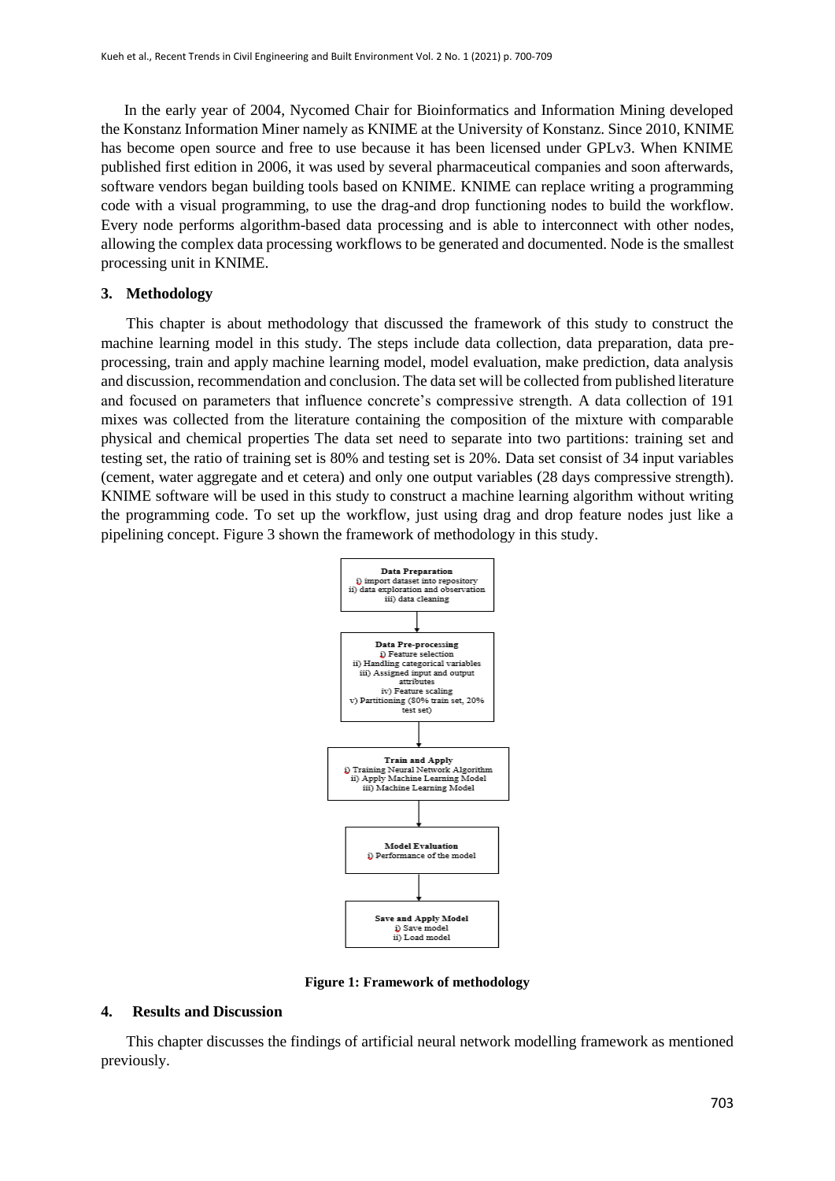In the early year of 2004, Nycomed Chair for Bioinformatics and Information Mining developed the Konstanz Information Miner namely as KNIME at the University of Konstanz. Since 2010, KNIME has become open source and free to use because it has been licensed under GPLv3. When KNIME published first edition in 2006, it was used by several pharmaceutical companies and soon afterwards, software vendors began building tools based on KNIME. KNIME can replace writing a programming code with a visual programming, to use the drag-and drop functioning nodes to build the workflow. Every node performs algorithm-based data processing and is able to interconnect with other nodes, allowing the complex data processing workflows to be generated and documented. Node is the smallest processing unit in KNIME.

## 3. Methodology

This chapter is about methodology that discussed the framework of this study to construct the machine learning model in this study. The steps include data collection, data preparation, data pre-processing, train and apply machine learning model, model evaluation, make prediction, data analysis and discussion, recommendation and conclusion. The data set will be collected from published literature and focused on parameters that influence concrete's compressive strength. A data collection of 191 mixes was collected from the literature containing the composition of the mixture with comparable physical and chemical properties The data set need to separate into two partitions: training set and testing set, the ratio of training set is 80% and testing set is 20%. Data set consist of 34 input variables (cement, water aggregate and et cetera) and only one output variables (28 days compressive strength). KNIME software will be used in this study to construct a machine learning algorithm without writing the programming code. To set up the workflow, just using drag and drop feature nodes just like a pipelining concept. Figure 3 shown the framework of methodology in this study.

**Data Preparation**
i) import dataset into repository
ii) data exploration and observation
iii) data cleaning

↓

**Data Pre-processing**
i) Feature selection
ii) Handling categorical variables
iii) Assigned input and output attributes
iv) Feature scaling
v) Partitioning (80% train set, 20% test set)

↓

**Train and Apply**
i) Training Neural Network Algorithm
ii) Apply Machine Learning Model
iii) Machine Learning Model

↓

**Model Evaluation**
i) Performance of the model

↓

**Save and Apply Model**
i) Save model
ii) Load model

**Figure 1: Framework of methodology**

## 4. Results and Discussion

This chapter discusses the findings of artificial neural network modelling framework as mentioned previously.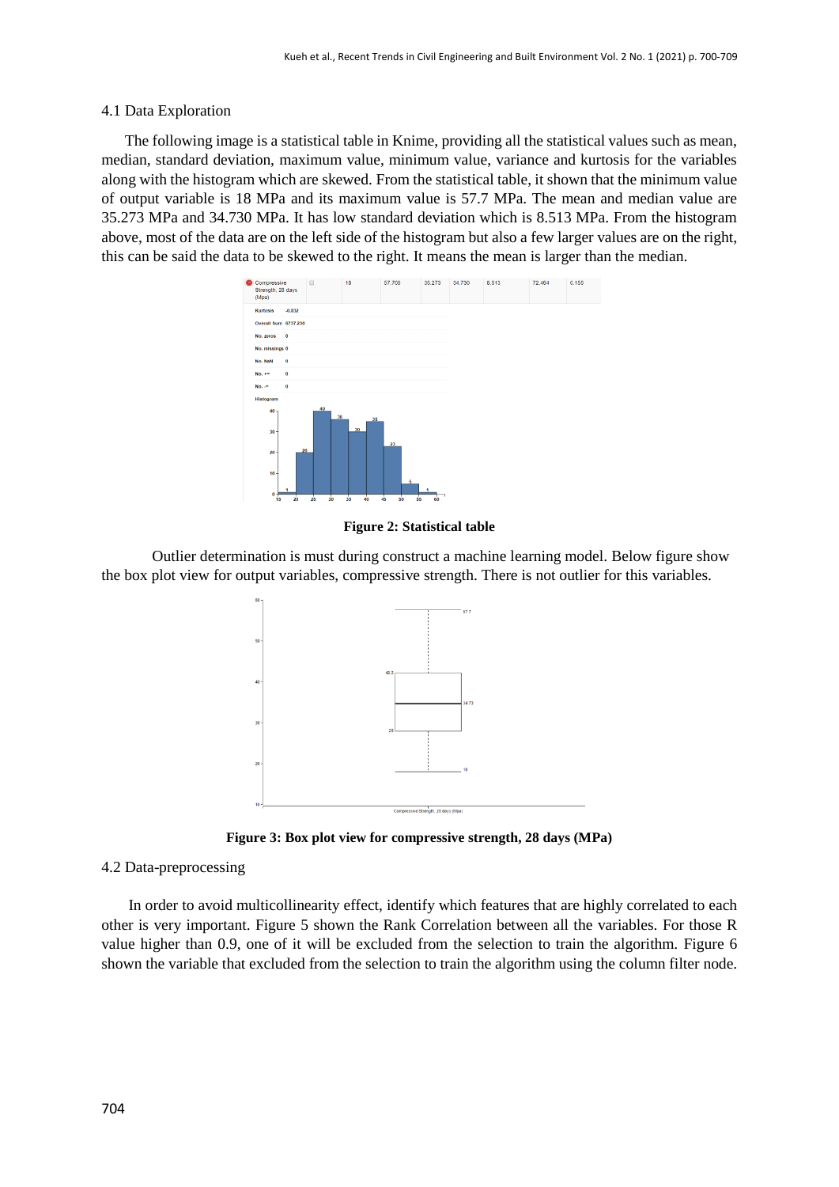4.1 Data Exploration

The following image is a statistical table in Knime, providing all the statistical values such as mean, median, standard deviation, maximum value, minimum value, variance and kurtosis for the variables along with the histogram which are skewed. From the statistical table, it shown that the minimum value of output variable is 18 MPa and its maximum value is 57.7 MPa. The mean and median value are 35.273 MPa and 34.730 MPa. It has low standard deviation which is 8.513 MPa. From the histogram above, most of the data are on the left side of the histogram but also a few larger values are on the right, this can be said the data to be skewed to the right. It means the mean is larger than the median.

**Figure 2: Statistical table**

Outlier determination is must during construct a machine learning model. Below figure show the box plot view for output variables, compressive strength. There is not outlier for this variables.

**Figure 3: Box plot view for compressive strength, 28 days (MPa)**

4.2 Data-preprocessing

In order to avoid multicollinearity effect, identify which features that are highly correlated to each other is very important. Figure 5 shown the Rank Correlation between all the variables. For those R value higher than 0.9, one of it will be excluded from the selection to train the algorithm. Figure 6 shown the variable that excluded from the selection to train the algorithm using the column filter node.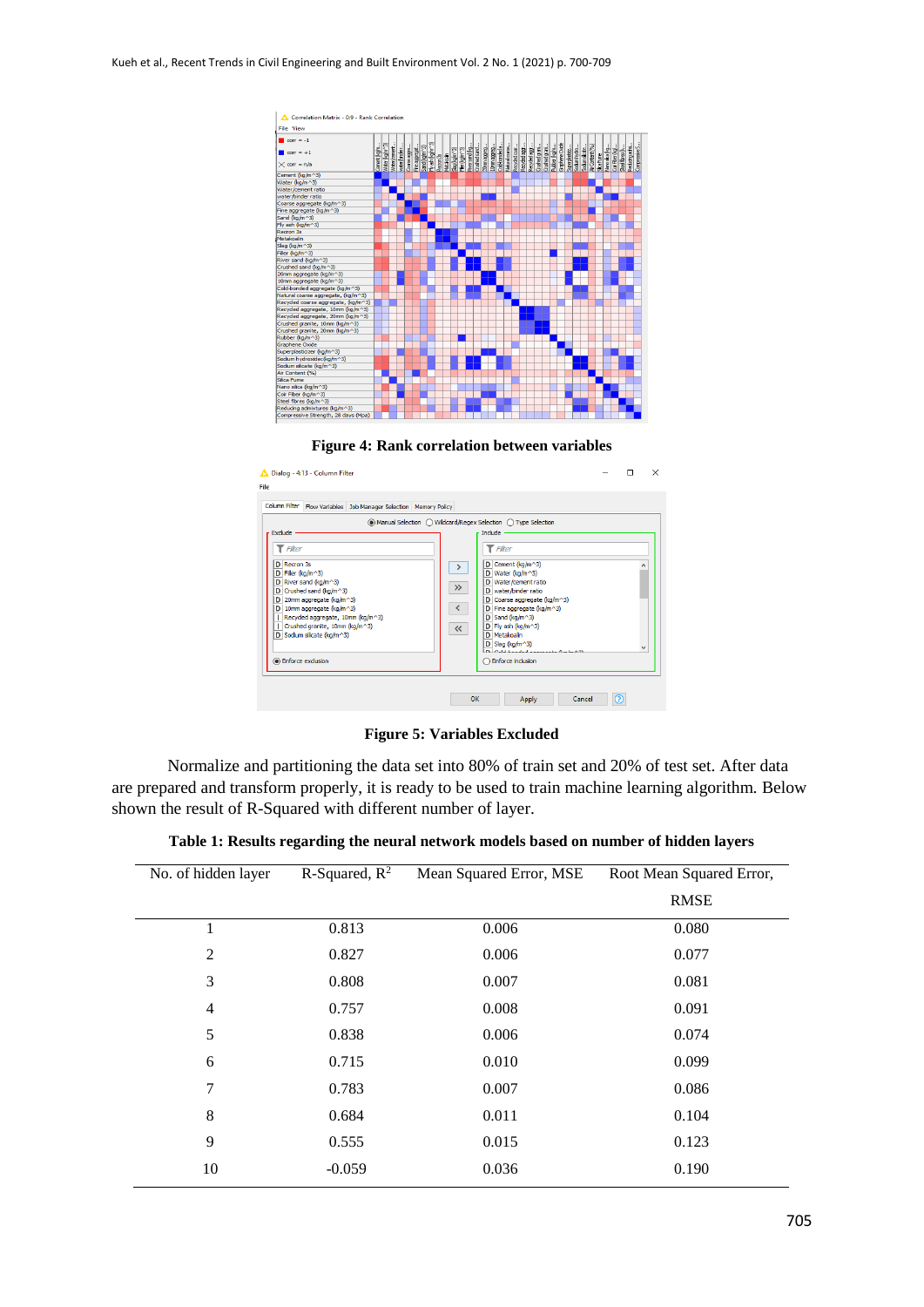**Figure 4: Rank correlation between variables**

**Figure 5: Variables Excluded**

Normalize and partitioning the data set into 80% of train set and 20% of test set. After data are prepared and transform properly, it is ready to be used to train machine learning algorithm. Below shown the result of R-Squared with different number of layer.

**Table 1: Results regarding the neural network models based on number of hidden layers**

| No. of hidden layer | R-Squared, $R^2$ | Mean Squared Error, MSE | Root Mean Squared Error, RMSE |
|---|---|---|---|
| 1 | 0.813 | 0.006 | 0.080 |
| 2 | 0.827 | 0.006 | 0.077 |
| 3 | 0.808 | 0.007 | 0.081 |
| 4 | 0.757 | 0.008 | 0.091 |
| 5 | 0.838 | 0.006 | 0.074 |
| 6 | 0.715 | 0.010 | 0.099 |
| 7 | 0.783 | 0.007 | 0.086 |
| 8 | 0.684 | 0.011 | 0.104 |
| 9 | 0.555 | 0.015 | 0.123 |
| 10 | -0.059 | 0.036 | 0.190 |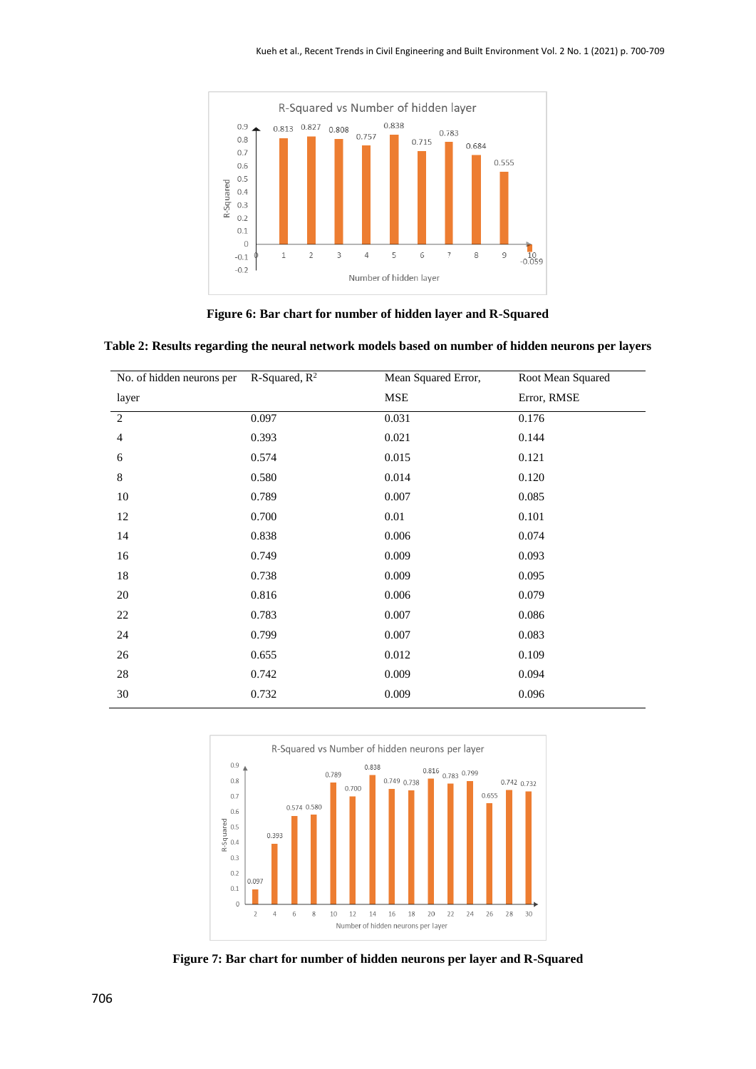**Figure 6: Bar chart for number of hidden layer and R-Squared**

**Table 2: Results regarding the neural network models based on number of hidden neurons per layers**

| No. of hidden neurons per layer | R-Squared, $R^2$ | Mean Squared Error, MSE | Root Mean Squared Error, RMSE |
|---|---|---|---|
| 2 | 0.097 | 0.031 | 0.176 |
| 4 | 0.393 | 0.021 | 0.144 |
| 6 | 0.574 | 0.015 | 0.121 |
| 8 | 0.580 | 0.014 | 0.120 |
| 10 | 0.789 | 0.007 | 0.085 |
| 12 | 0.700 | 0.01 | 0.101 |
| 14 | 0.838 | 0.006 | 0.074 |
| 16 | 0.749 | 0.009 | 0.093 |
| 18 | 0.738 | 0.009 | 0.095 |
| 20 | 0.816 | 0.006 | 0.079 |
| 22 | 0.783 | 0.007 | 0.086 |
| 24 | 0.799 | 0.007 | 0.083 |
| 26 | 0.655 | 0.012 | 0.109 |
| 28 | 0.742 | 0.009 | 0.094 |
| 30 | 0.732 | 0.009 | 0.096 |

**Figure 7: Bar chart for number of hidden neurons per layer and R-Squared**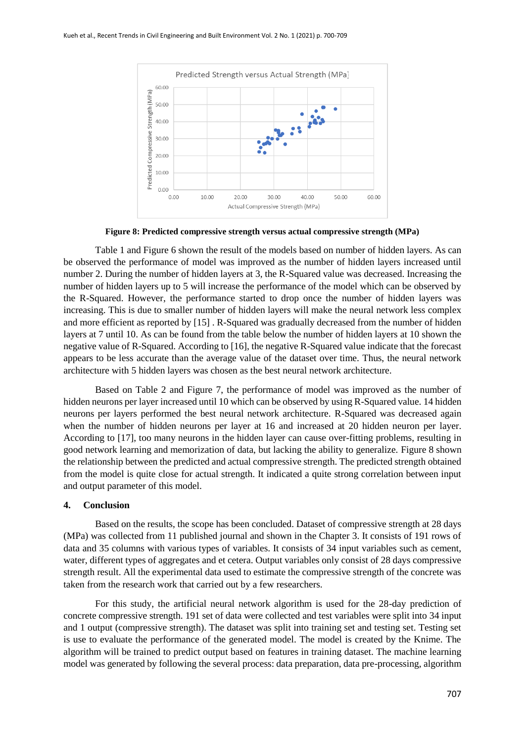**Figure 8: Predicted compressive strength versus actual compressive strength (MPa)**

Table 1 and Figure 6 shown the result of the models based on number of hidden layers. As can be observed the performance of model was improved as the number of hidden layers increased until number 2. During the number of hidden layers at 3, the R-Squared value was decreased. Increasing the number of hidden layers up to 5 will increase the performance of the model which can be observed by the R-Squared. However, the performance started to drop once the number of hidden layers was increasing. This is due to smaller number of hidden layers will make the neural network less complex and more efficient as reported by [15] . R-Squared was gradually decreased from the number of hidden layers at 7 until 10. As can be found from the table below the number of hidden layers at 10 shown the negative value of R-Squared. According to [16], the negative R-Squared value indicate that the forecast appears to be less accurate than the average value of the dataset over time. Thus, the neural network architecture with 5 hidden layers was chosen as the best neural network architecture.

Based on Table 2 and Figure 7, the performance of model was improved as the number of hidden neurons per layer increased until 10 which can be observed by using R-Squared value. 14 hidden neurons per layers performed the best neural network architecture. R-Squared was decreased again when the number of hidden neurons per layer at 16 and increased at 20 hidden neuron per layer. According to [17], too many neurons in the hidden layer can cause over-fitting problems, resulting in good network learning and memorization of data, but lacking the ability to generalize. Figure 8 shown the relationship between the predicted and actual compressive strength. The predicted strength obtained from the model is quite close for actual strength. It indicated a quite strong correlation between input and output parameter of this model.

## 4. Conclusion

Based on the results, the scope has been concluded. Dataset of compressive strength at 28 days (MPa) was collected from 11 published journal and shown in the Chapter 3. It consists of 191 rows of data and 35 columns with various types of variables. It consists of 34 input variables such as cement, water, different types of aggregates and et cetera. Output variables only consist of 28 days compressive strength result. All the experimental data used to estimate the compressive strength of the concrete was taken from the research work that carried out by a few researchers.

For this study, the artificial neural network algorithm is used for the 28-day prediction of concrete compressive strength. 191 set of data were collected and test variables were split into 34 input and 1 output (compressive strength). The dataset was split into training set and testing set. Testing set is use to evaluate the performance of the generated model. The model is created by the Knime. The algorithm will be trained to predict output based on features in training dataset. The machine learning model was generated by following the several process: data preparation, data pre-processing, algorithm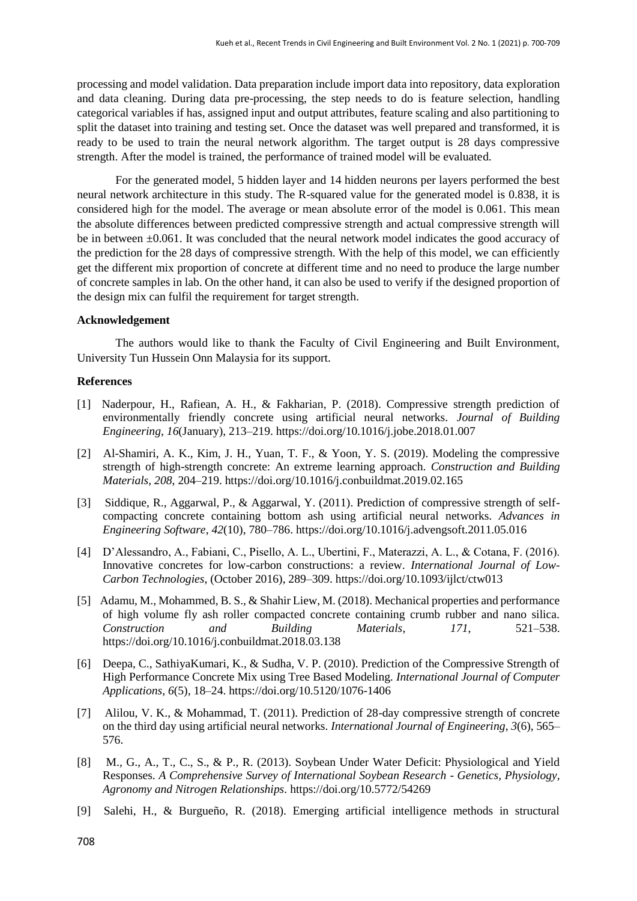processing and model validation. Data preparation include import data into repository, data exploration and data cleaning. During data pre-processing, the step needs to do is feature selection, handling categorical variables if has, assigned input and output attributes, feature scaling and also partitioning to split the dataset into training and testing set. Once the dataset was well prepared and transformed, it is ready to be used to train the neural network algorithm. The target output is 28 days compressive strength. After the model is trained, the performance of trained model will be evaluated.

For the generated model, 5 hidden layer and 14 hidden neurons per layers performed the best neural network architecture in this study. The R-squared value for the generated model is 0.838, it is considered high for the model. The average or mean absolute error of the model is 0.061. This mean the absolute differences between predicted compressive strength and actual compressive strength will be in between $\pm 0.061$. It was concluded that the neural network model indicates the good accuracy of the prediction for the 28 days of compressive strength. With the help of this model, we can efficiently get the different mix proportion of concrete at different time and no need to produce the large number of concrete samples in lab. On the other hand, it can also be used to verify if the designed proportion of the design mix can fulfil the requirement for target strength.

## Acknowledgement

The authors would like to thank the Faculty of Civil Engineering and Built Environment, University Tun Hussein Onn Malaysia for its support.

## References

[1] Naderpour, H., Rafiean, A. H., & Fakharian, P. (2018). Compressive strength prediction of environmentally friendly concrete using artificial neural networks. *Journal of Building Engineering*, *16*(January), 213–219. https://doi.org/10.1016/j.jobe.2018.01.007

[2] Al-Shamiri, A. K., Kim, J. H., Yuan, T. F., & Yoon, Y. S. (2019). Modeling the compressive strength of high-strength concrete: An extreme learning approach. *Construction and Building Materials*, *208*, 204–219. https://doi.org/10.1016/j.conbuildmat.2019.02.165

[3] Siddique, R., Aggarwal, P., & Aggarwal, Y. (2011). Prediction of compressive strength of self-compacting concrete containing bottom ash using artificial neural networks. *Advances in Engineering Software*, *42*(10), 780–786. https://doi.org/10.1016/j.advengsoft.2011.05.016

[4] D'Alessandro, A., Fabiani, C., Pisello, A. L., Ubertini, F., Materazzi, A. L., & Cotana, F. (2016). Innovative concretes for low-carbon constructions: a review. *International Journal of Low-Carbon Technologies*, (October 2016), 289–309. https://doi.org/10.1093/ijlct/ctw013

[5] Adamu, M., Mohammed, B. S., & Shahir Liew, M. (2018). Mechanical properties and performance of high volume fly ash roller compacted concrete containing crumb rubber and nano silica. *Construction and Building Materials*, *171*, 521–538. https://doi.org/10.1016/j.conbuildmat.2018.03.138

[6] Deepa, C., SathiyaKumari, K., & Sudha, V. P. (2010). Prediction of the Compressive Strength of High Performance Concrete Mix using Tree Based Modeling. *International Journal of Computer Applications*, *6*(5), 18–24. https://doi.org/10.5120/1076-1406

[7] Alilou, V. K., & Mohammad, T. (2011). Prediction of 28-day compressive strength of concrete on the third day using artificial neural networks. *International Journal of Engineering*, *3*(6), 565–576.

[8] M., G., A., T., C., S., & P., R. (2013). Soybean Under Water Deficit: Physiological and Yield Responses. *A Comprehensive Survey of International Soybean Research - Genetics, Physiology, Agronomy and Nitrogen Relationships*. https://doi.org/10.5772/54269

[9] Salehi, H., & Burgueño, R. (2018). Emerging artificial intelligence methods in structural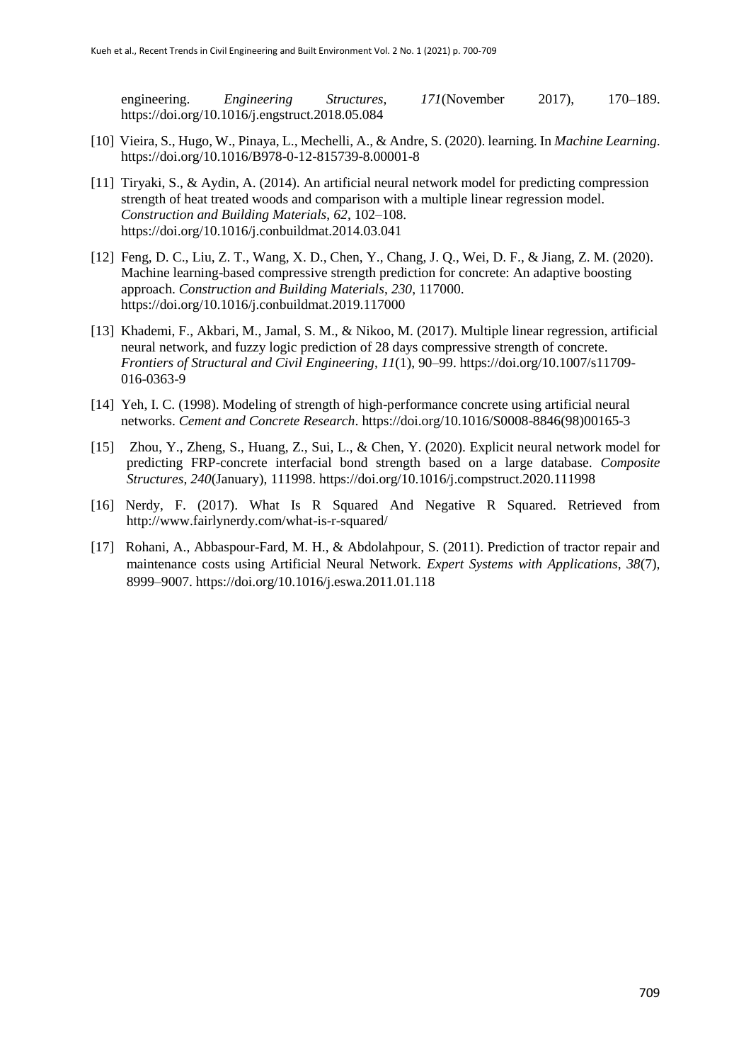engineering. *Engineering Structures*, *171*(November 2017), 170–189. https://doi.org/10.1016/j.engstruct.2018.05.084

[10] Vieira, S., Hugo, W., Pinaya, L., Mechelli, A., & Andre, S. (2020). learning. In *Machine Learning*. https://doi.org/10.1016/B978-0-12-815739-8.00001-8

[11] Tiryaki, S., & Aydin, A. (2014). An artificial neural network model for predicting compression strength of heat treated woods and comparison with a multiple linear regression model. *Construction and Building Materials*, *62*, 102–108. https://doi.org/10.1016/j.conbuildmat.2014.03.041

[12] Feng, D. C., Liu, Z. T., Wang, X. D., Chen, Y., Chang, J. Q., Wei, D. F., & Jiang, Z. M. (2020). Machine learning-based compressive strength prediction for concrete: An adaptive boosting approach. *Construction and Building Materials*, *230*, 117000. https://doi.org/10.1016/j.conbuildmat.2019.117000

[13] Khademi, F., Akbari, M., Jamal, S. M., & Nikoo, M. (2017). Multiple linear regression, artificial neural network, and fuzzy logic prediction of 28 days compressive strength of concrete. *Frontiers of Structural and Civil Engineering*, *11*(1), 90–99. https://doi.org/10.1007/s11709-016-0363-9

[14] Yeh, I. C. (1998). Modeling of strength of high-performance concrete using artificial neural networks. *Cement and Concrete Research*. https://doi.org/10.1016/S0008-8846(98)00165-3

[15] Zhou, Y., Zheng, S., Huang, Z., Sui, L., & Chen, Y. (2020). Explicit neural network model for predicting FRP-concrete interfacial bond strength based on a large database. *Composite Structures*, *240*(January), 111998. https://doi.org/10.1016/j.compstruct.2020.111998

[16] Nerdy, F. (2017). What Is R Squared And Negative R Squared. Retrieved from http://www.fairlynerdy.com/what-is-r-squared/

[17] Rohani, A., Abbaspour-Fard, M. H., & Abdolahpour, S. (2011). Prediction of tractor repair and maintenance costs using Artificial Neural Network. *Expert Systems with Applications*, *38*(7), 8999–9007. https://doi.org/10.1016/j.eswa.2011.01.118